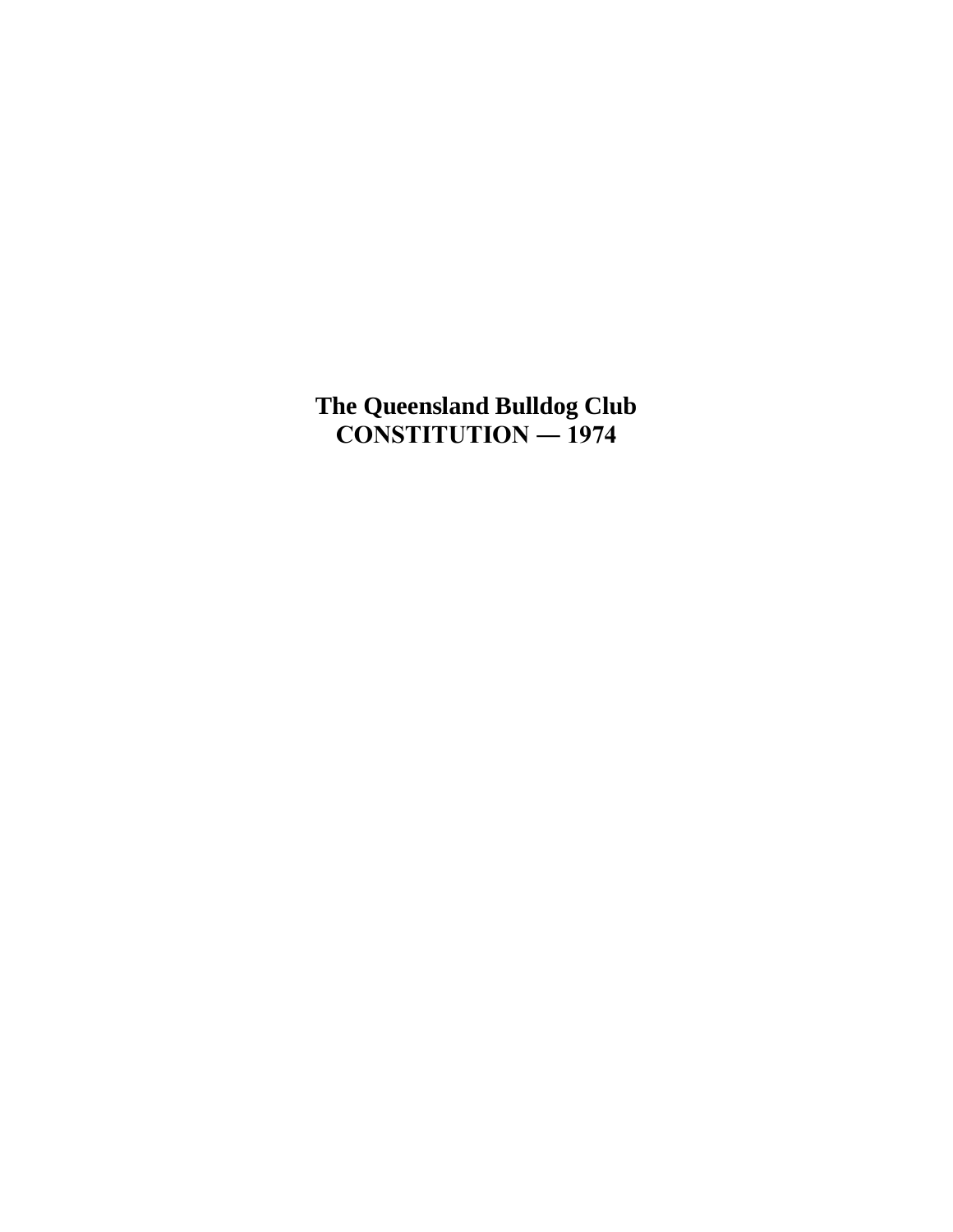# The Queensland Bulldog Club
# CONSTITUTION — 1974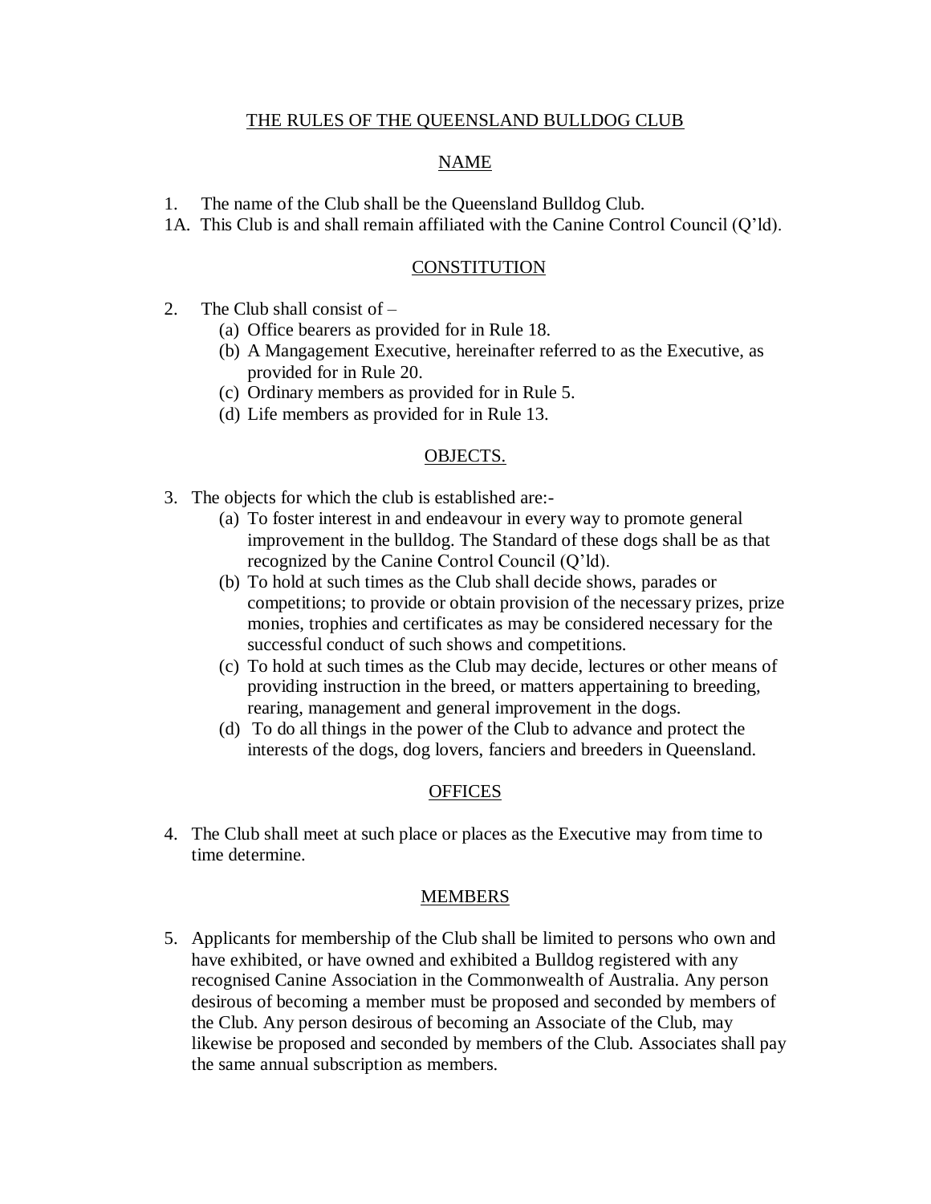# THE RULES OF THE QUEENSLAND BULLDOG CLUB

## NAME

1. The name of the Club shall be the Queensland Bulldog Club.

1A. This Club is and shall remain affiliated with the Canine Control Council (Q'ld).

## CONSTITUTION

2. The Club shall consist of –
   (a) Office bearers as provided for in Rule 18.
   (b) A Mangagement Executive, hereinafter referred to as the Executive, as provided for in Rule 20.
   (c) Ordinary members as provided for in Rule 5.
   (d) Life members as provided for in Rule 13.

## OBJECTS.

3. The objects for which the club is established are:-
   (a) To foster interest in and endeavour in every way to promote general improvement in the bulldog. The Standard of these dogs shall be as that recognized by the Canine Control Council (Q'ld).
   (b) To hold at such times as the Club shall decide shows, parades or competitions; to provide or obtain provision of the necessary prizes, prize monies, trophies and certificates as may be considered necessary for the successful conduct of such shows and competitions.
   (c) To hold at such times as the Club may decide, lectures or other means of providing instruction in the breed, or matters appertaining to breeding, rearing, management and general improvement in the dogs.
   (d) To do all things in the power of the Club to advance and protect the interests of the dogs, dog lovers, fanciers and breeders in Queensland.

## OFFICES

4. The Club shall meet at such place or places as the Executive may from time to time determine.

## MEMBERS

5. Applicants for membership of the Club shall be limited to persons who own and have exhibited, or have owned and exhibited a Bulldog registered with any recognised Canine Association in the Commonwealth of Australia. Any person desirous of becoming a member must be proposed and seconded by members of the Club. Any person desirous of becoming an Associate of the Club, may likewise be proposed and seconded by members of the Club. Associates shall pay the same annual subscription as members.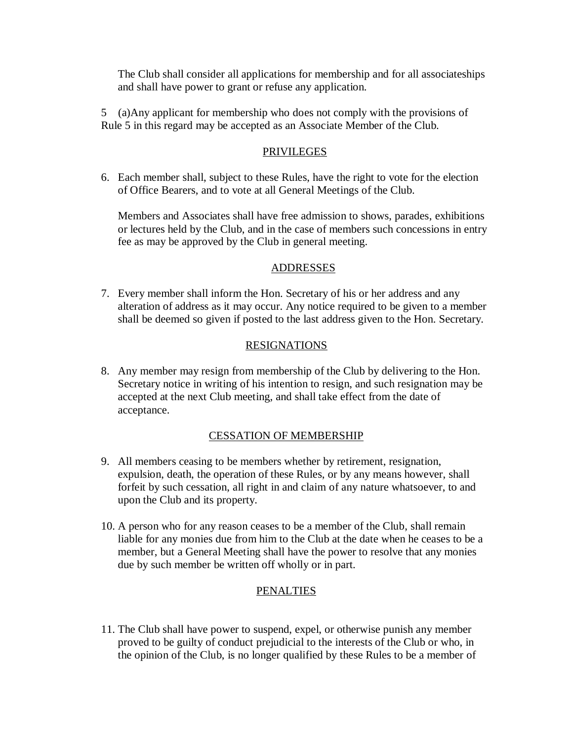The Club shall consider all applications for membership and for all associateships and shall have power to grant or refuse any application.

5 (a)Any applicant for membership who does not comply with the provisions of Rule 5 in this regard may be accepted as an Associate Member of the Club.

## PRIVILEGES

6. Each member shall, subject to these Rules, have the right to vote for the election of Office Bearers, and to vote at all General Meetings of the Club.

   Members and Associates shall have free admission to shows, parades, exhibitions or lectures held by the Club, and in the case of members such concessions in entry fee as may be approved by the Club in general meeting.

## ADDRESSES

7. Every member shall inform the Hon. Secretary of his or her address and any alteration of address as it may occur. Any notice required to be given to a member shall be deemed so given if posted to the last address given to the Hon. Secretary.

## RESIGNATIONS

8. Any member may resign from membership of the Club by delivering to the Hon. Secretary notice in writing of his intention to resign, and such resignation may be accepted at the next Club meeting, and shall take effect from the date of acceptance.

## CESSATION OF MEMBERSHIP

9. All members ceasing to be members whether by retirement, resignation, expulsion, death, the operation of these Rules, or by any means however, shall forfeit by such cessation, all right in and claim of any nature whatsoever, to and upon the Club and its property.

10. A person who for any reason ceases to be a member of the Club, shall remain liable for any monies due from him to the Club at the date when he ceases to be a member, but a General Meeting shall have the power to resolve that any monies due by such member be written off wholly or in part.

## PENALTIES

11. The Club shall have power to suspend, expel, or otherwise punish any member proved to be guilty of conduct prejudicial to the interests of the Club or who, in the opinion of the Club, is no longer qualified by these Rules to be a member of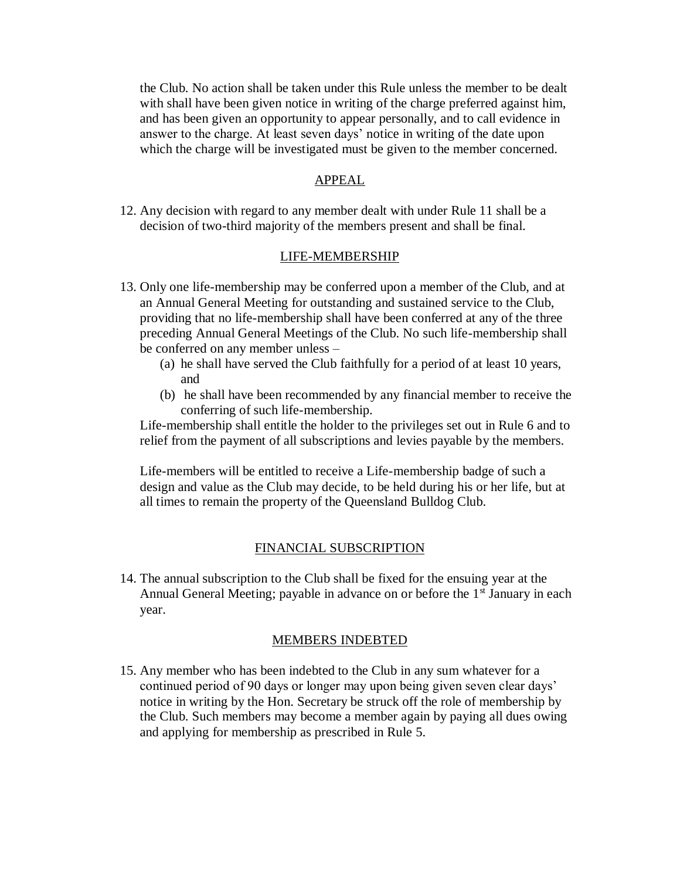the Club. No action shall be taken under this Rule unless the member to be dealt with shall have been given notice in writing of the charge preferred against him, and has been given an opportunity to appear personally, and to call evidence in answer to the charge. At least seven days' notice in writing of the date upon which the charge will be investigated must be given to the member concerned.

## APPEAL

12. Any decision with regard to any member dealt with under Rule 11 shall be a decision of two-third majority of the members present and shall be final.

## LIFE-MEMBERSHIP

13. Only one life-membership may be conferred upon a member of the Club, and at an Annual General Meeting for outstanding and sustained service to the Club, providing that no life-membership shall have been conferred at any of the three preceding Annual General Meetings of the Club. No such life-membership shall be conferred on any member unless –
    (a) he shall have served the Club faithfully for a period of at least 10 years, and
    (b) he shall have been recommended by any financial member to receive the conferring of such life-membership.

    Life-membership shall entitle the holder to the privileges set out in Rule 6 and to relief from the payment of all subscriptions and levies payable by the members.

    Life-members will be entitled to receive a Life-membership badge of such a design and value as the Club may decide, to be held during his or her life, but at all times to remain the property of the Queensland Bulldog Club.

## FINANCIAL SUBSCRIPTION

14. The annual subscription to the Club shall be fixed for the ensuing year at the Annual General Meeting; payable in advance on or before the 1st January in each year.

## MEMBERS INDEBTED

15. Any member who has been indebted to the Club in any sum whatever for a continued period of 90 days or longer may upon being given seven clear days' notice in writing by the Hon. Secretary be struck off the role of membership by the Club. Such members may become a member again by paying all dues owing and applying for membership as prescribed in Rule 5.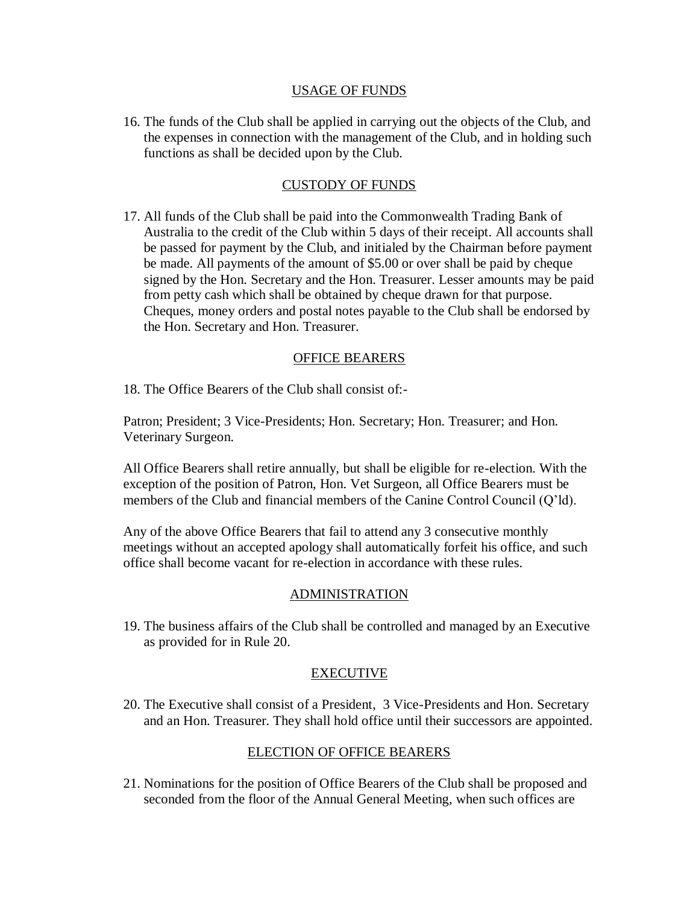## USAGE OF FUNDS

16. The funds of the Club shall be applied in carrying out the objects of the Club, and the expenses in connection with the management of the Club, and in holding such functions as shall be decided upon by the Club.

## CUSTODY OF FUNDS

17. All funds of the Club shall be paid into the Commonwealth Trading Bank of Australia to the credit of the Club within 5 days of their receipt. All accounts shall be passed for payment by the Club, and initialed by the Chairman before payment be made. All payments of the amount of $5.00 or over shall be paid by cheque signed by the Hon. Secretary and the Hon. Treasurer. Lesser amounts may be paid from petty cash which shall be obtained by cheque drawn for that purpose. Cheques, money orders and postal notes payable to the Club shall be endorsed by the Hon. Secretary and Hon. Treasurer.

## OFFICE BEARERS

18. The Office Bearers of the Club shall consist of:-

Patron; President; 3 Vice-Presidents; Hon. Secretary; Hon. Treasurer; and Hon. Veterinary Surgeon.

All Office Bearers shall retire annually, but shall be eligible for re-election. With the exception of the position of Patron, Hon. Vet Surgeon, all Office Bearers must be members of the Club and financial members of the Canine Control Council (Q'ld).

Any of the above Office Bearers that fail to attend any 3 consecutive monthly meetings without an accepted apology shall automatically forfeit his office, and such office shall become vacant for re-election in accordance with these rules.

## ADMINISTRATION

19. The business affairs of the Club shall be controlled and managed by an Executive as provided for in Rule 20.

## EXECUTIVE

20. The Executive shall consist of a President, 3 Vice-Presidents and Hon. Secretary and an Hon. Treasurer. They shall hold office until their successors are appointed.

## ELECTION OF OFFICE BEARERS

21. Nominations for the position of Office Bearers of the Club shall be proposed and seconded from the floor of the Annual General Meeting, when such offices are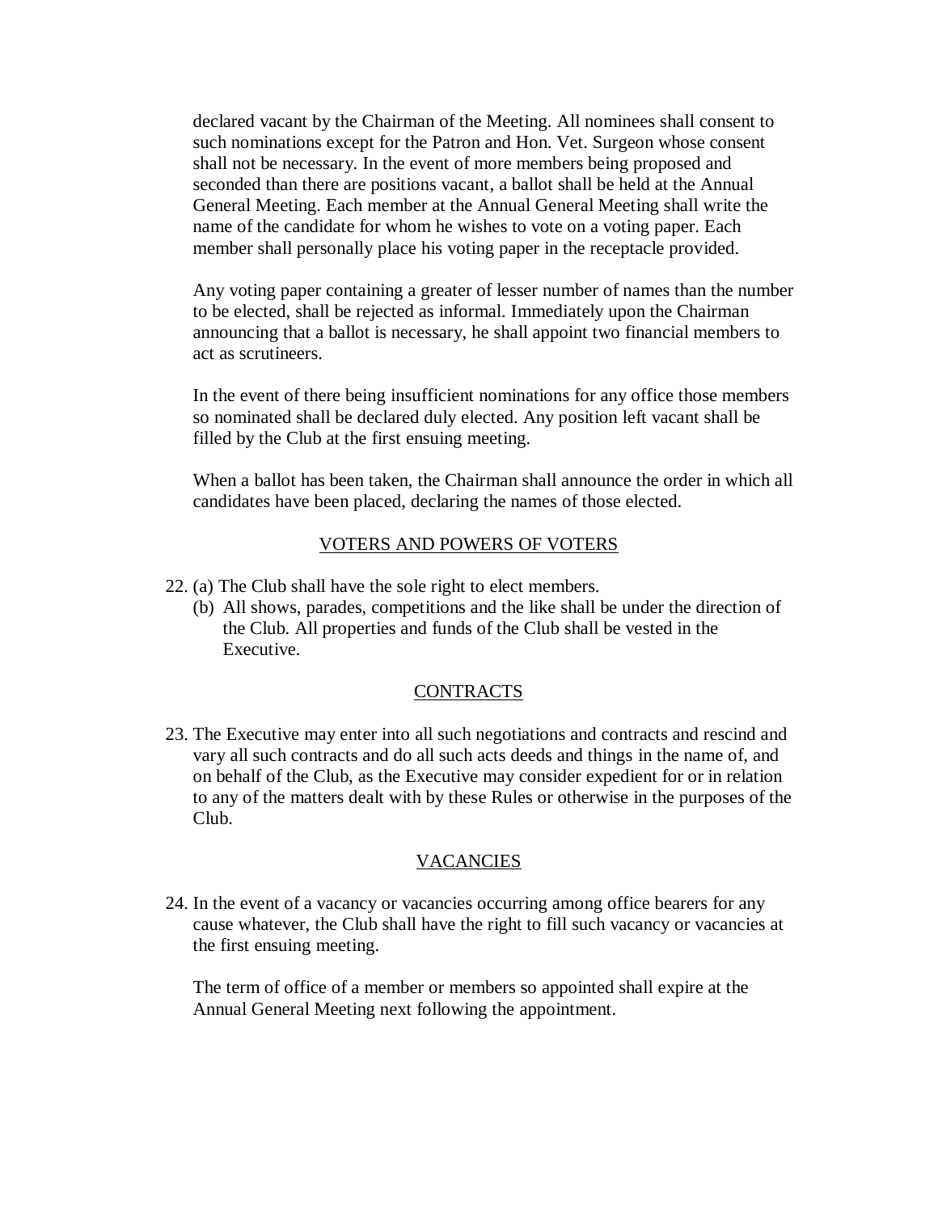declared vacant by the Chairman of the Meeting. All nominees shall consent to such nominations except for the Patron and Hon. Vet. Surgeon whose consent shall not be necessary. In the event of more members being proposed and seconded than there are positions vacant, a ballot shall be held at the Annual General Meeting. Each member at the Annual General Meeting shall write the name of the candidate for whom he wishes to vote on a voting paper. Each member shall personally place his voting paper in the receptacle provided.

Any voting paper containing a greater of lesser number of names than the number to be elected, shall be rejected as informal. Immediately upon the Chairman announcing that a ballot is necessary, he shall appoint two financial members to act as scrutineers.

In the event of there being insufficient nominations for any office those members so nominated shall be declared duly elected. Any position left vacant shall be filled by the Club at the first ensuing meeting.

When a ballot has been taken, the Chairman shall announce the order in which all candidates have been placed, declaring the names of those elected.

## VOTERS AND POWERS OF VOTERS

22. (a) The Club shall have the sole right to elect members.
    (b) All shows, parades, competitions and the like shall be under the direction of the Club. All properties and funds of the Club shall be vested in the Executive.

## CONTRACTS

23. The Executive may enter into all such negotiations and contracts and rescind and vary all such contracts and do all such acts deeds and things in the name of, and on behalf of the Club, as the Executive may consider expedient for or in relation to any of the matters dealt with by these Rules or otherwise in the purposes of the Club.

## VACANCIES

24. In the event of a vacancy or vacancies occurring among office bearers for any cause whatever, the Club shall have the right to fill such vacancy or vacancies at the first ensuing meeting.

    The term of office of a member or members so appointed shall expire at the Annual General Meeting next following the appointment.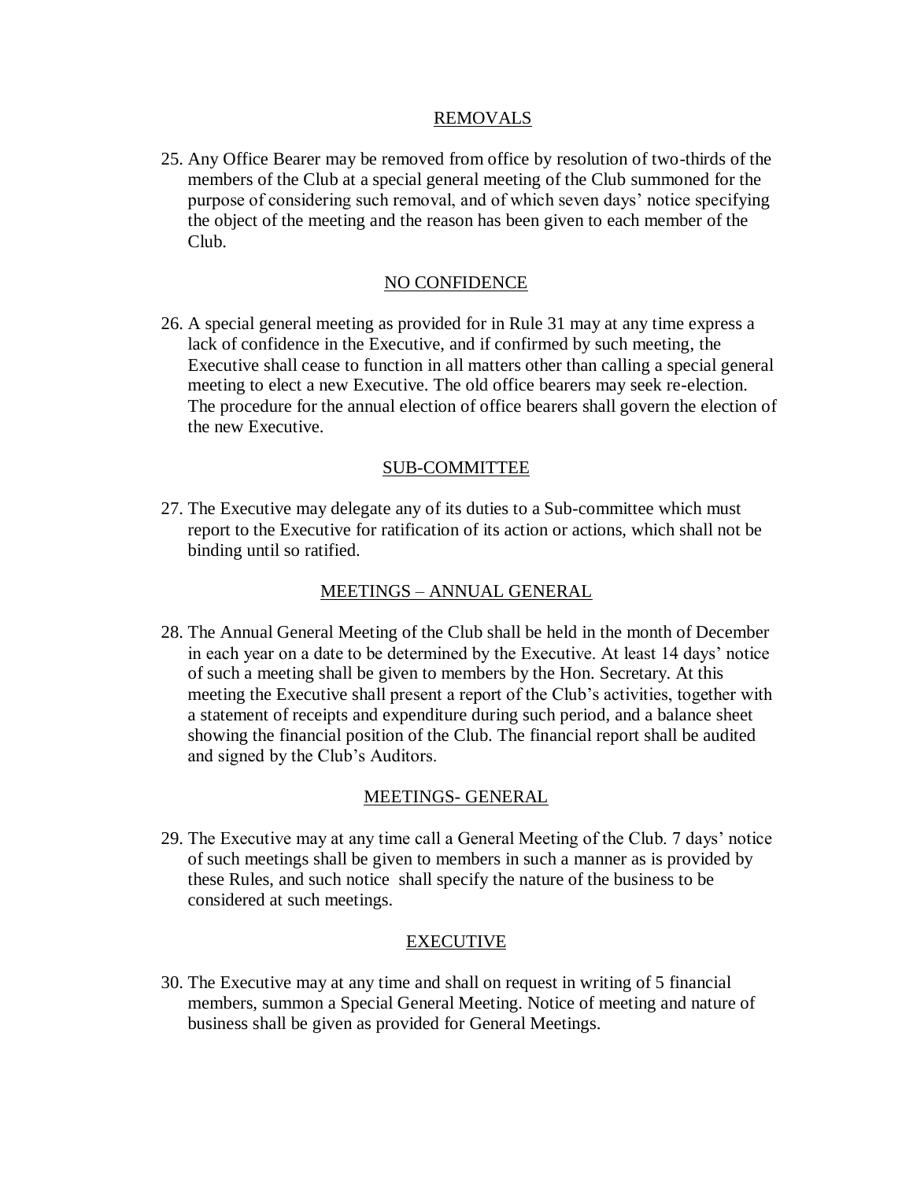## REMOVALS

25. Any Office Bearer may be removed from office by resolution of two-thirds of the members of the Club at a special general meeting of the Club summoned for the purpose of considering such removal, and of which seven days' notice specifying the object of the meeting and the reason has been given to each member of the Club.

## NO CONFIDENCE

26. A special general meeting as provided for in Rule 31 may at any time express a lack of confidence in the Executive, and if confirmed by such meeting, the Executive shall cease to function in all matters other than calling a special general meeting to elect a new Executive. The old office bearers may seek re-election. The procedure for the annual election of office bearers shall govern the election of the new Executive.

## SUB-COMMITTEE

27. The Executive may delegate any of its duties to a Sub-committee which must report to the Executive for ratification of its action or actions, which shall not be binding until so ratified.

## MEETINGS – ANNUAL GENERAL

28. The Annual General Meeting of the Club shall be held in the month of December in each year on a date to be determined by the Executive. At least 14 days' notice of such a meeting shall be given to members by the Hon. Secretary. At this meeting the Executive shall present a report of the Club's activities, together with a statement of receipts and expenditure during such period, and a balance sheet showing the financial position of the Club. The financial report shall be audited and signed by the Club's Auditors.

## MEETINGS- GENERAL

29. The Executive may at any time call a General Meeting of the Club. 7 days' notice of such meetings shall be given to members in such a manner as is provided by these Rules, and such notice shall specify the nature of the business to be considered at such meetings.

## EXECUTIVE

30. The Executive may at any time and shall on request in writing of 5 financial members, summon a Special General Meeting. Notice of meeting and nature of business shall be given as provided for General Meetings.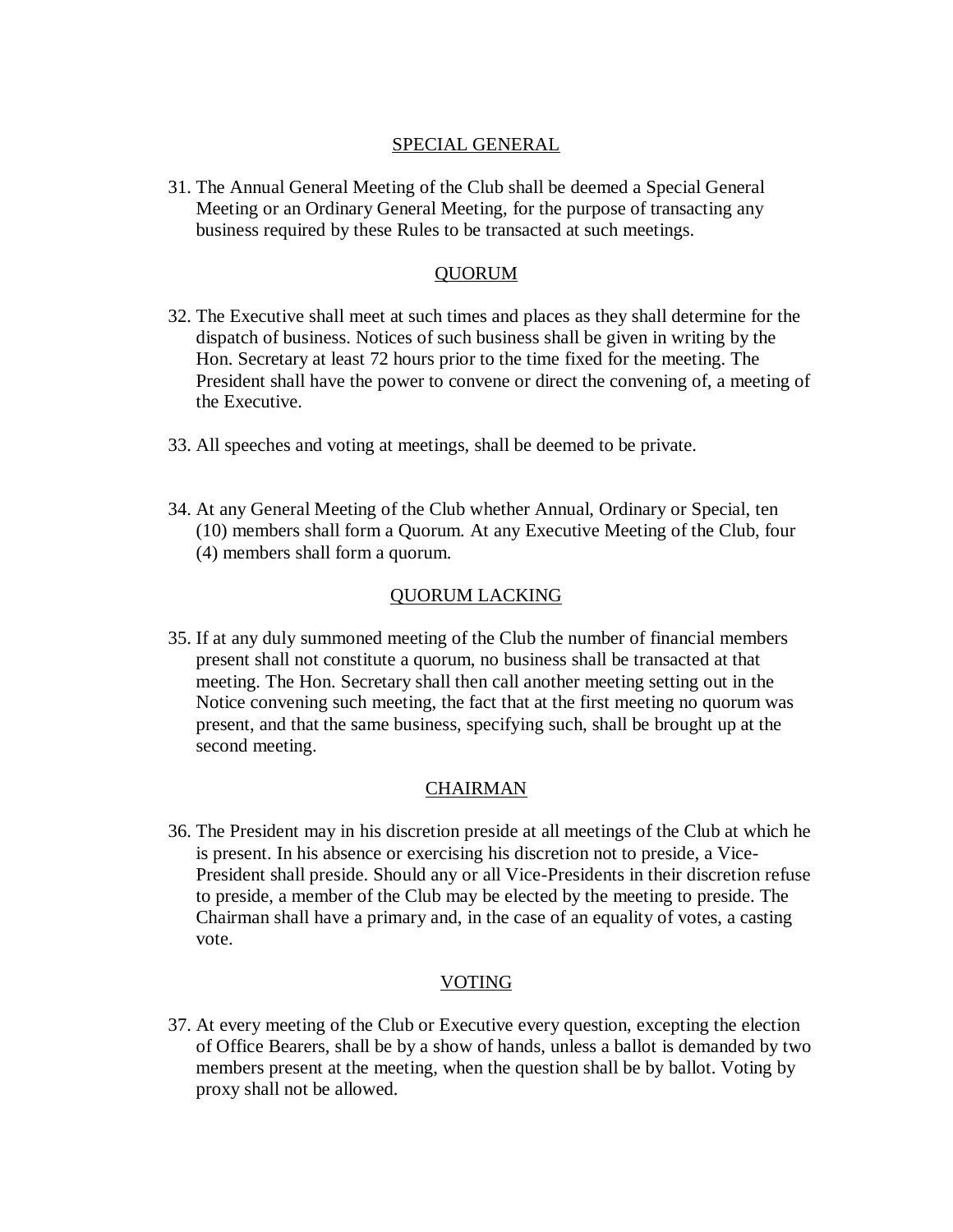## SPECIAL GENERAL

31. The Annual General Meeting of the Club shall be deemed a Special General Meeting or an Ordinary General Meeting, for the purpose of transacting any business required by these Rules to be transacted at such meetings.

## QUORUM

32. The Executive shall meet at such times and places as they shall determine for the dispatch of business. Notices of such business shall be given in writing by the Hon. Secretary at least 72 hours prior to the time fixed for the meeting. The President shall have the power to convene or direct the convening of, a meeting of the Executive.

33. All speeches and voting at meetings, shall be deemed to be private.

34. At any General Meeting of the Club whether Annual, Ordinary or Special, ten (10) members shall form a Quorum. At any Executive Meeting of the Club, four (4) members shall form a quorum.

## QUORUM LACKING

35. If at any duly summoned meeting of the Club the number of financial members present shall not constitute a quorum, no business shall be transacted at that meeting. The Hon. Secretary shall then call another meeting setting out in the Notice convening such meeting, the fact that at the first meeting no quorum was present, and that the same business, specifying such, shall be brought up at the second meeting.

## CHAIRMAN

36. The President may in his discretion preside at all meetings of the Club at which he is present. In his absence or exercising his discretion not to preside, a Vice-President shall preside. Should any or all Vice-Presidents in their discretion refuse to preside, a member of the Club may be elected by the meeting to preside. The Chairman shall have a primary and, in the case of an equality of votes, a casting vote.

## VOTING

37. At every meeting of the Club or Executive every question, excepting the election of Office Bearers, shall be by a show of hands, unless a ballot is demanded by two members present at the meeting, when the question shall be by ballot. Voting by proxy shall not be allowed.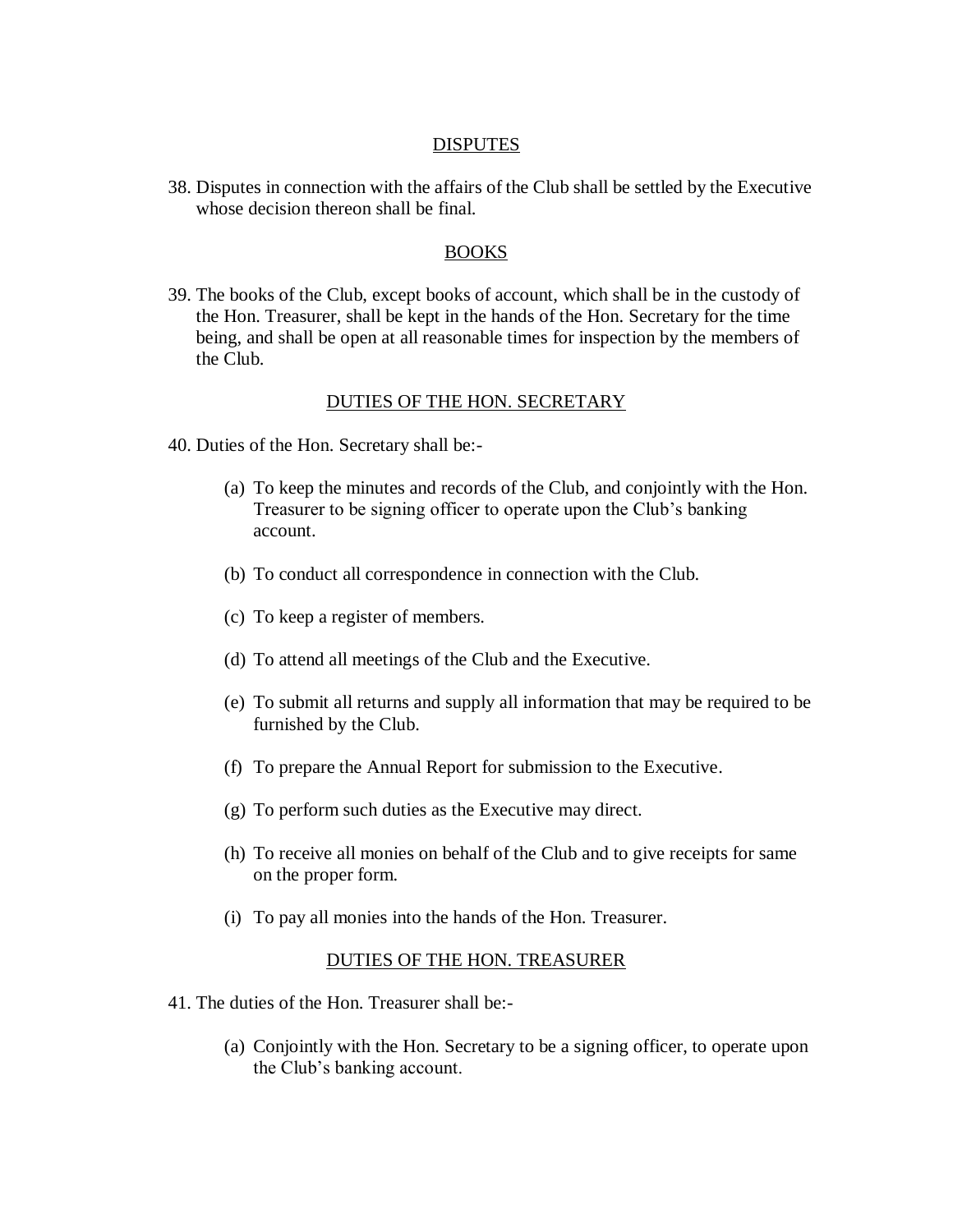## DISPUTES

38. Disputes in connection with the affairs of the Club shall be settled by the Executive whose decision thereon shall be final.

## BOOKS

39. The books of the Club, except books of account, which shall be in the custody of the Hon. Treasurer, shall be kept in the hands of the Hon. Secretary for the time being, and shall be open at all reasonable times for inspection by the members of the Club.

## DUTIES OF THE HON. SECRETARY

40. Duties of the Hon. Secretary shall be:-

    (a) To keep the minutes and records of the Club, and conjointly with the Hon. Treasurer to be signing officer to operate upon the Club's banking account.

    (b) To conduct all correspondence in connection with the Club.

    (c) To keep a register of members.

    (d) To attend all meetings of the Club and the Executive.

    (e) To submit all returns and supply all information that may be required to be furnished by the Club.

    (f) To prepare the Annual Report for submission to the Executive.

    (g) To perform such duties as the Executive may direct.

    (h) To receive all monies on behalf of the Club and to give receipts for same on the proper form.

    (i) To pay all monies into the hands of the Hon. Treasurer.

## DUTIES OF THE HON. TREASURER

41. The duties of the Hon. Treasurer shall be:-

    (a) Conjointly with the Hon. Secretary to be a signing officer, to operate upon the Club's banking account.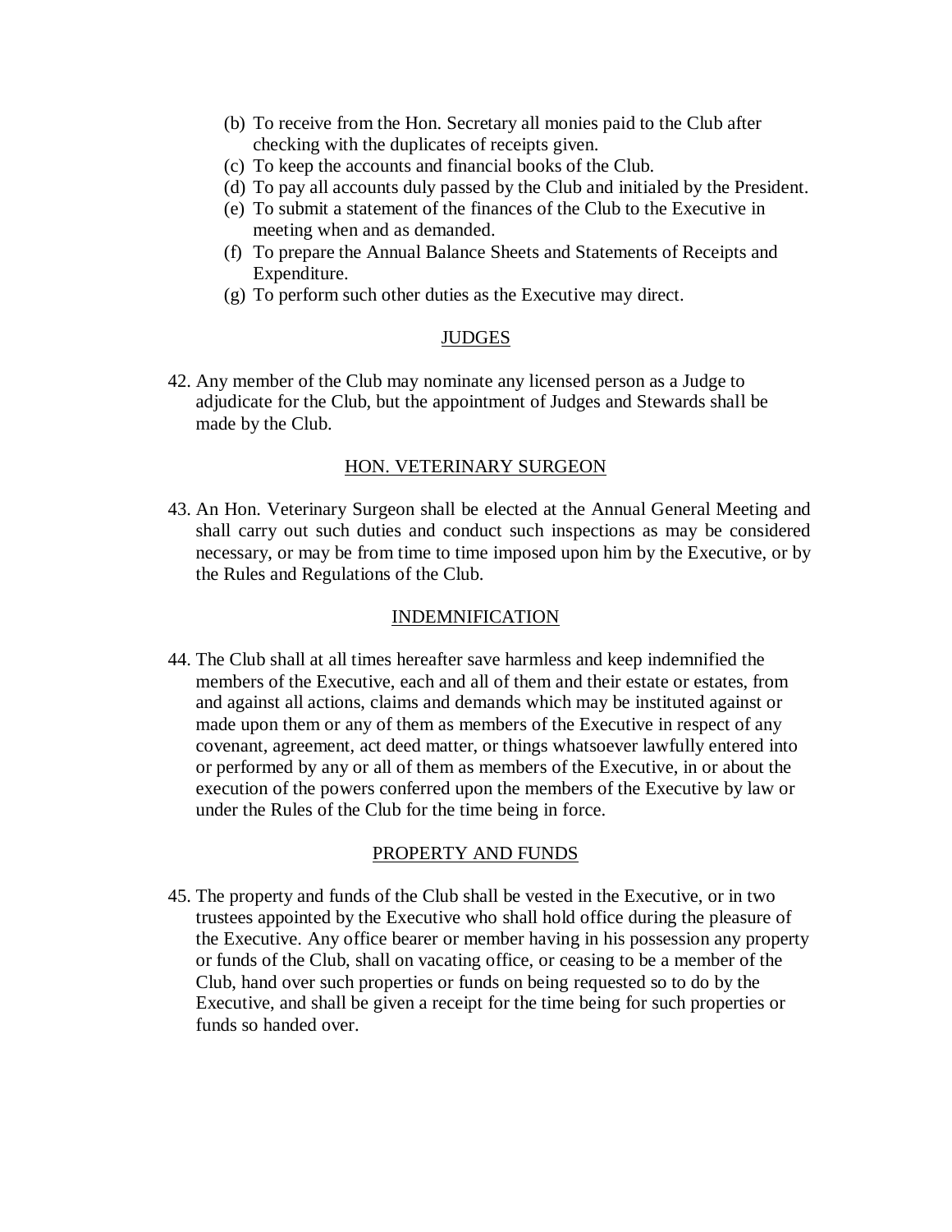(b) To receive from the Hon. Secretary all monies paid to the Club after checking with the duplicates of receipts given.

(c) To keep the accounts and financial books of the Club.

(d) To pay all accounts duly passed by the Club and initialed by the President.

(e) To submit a statement of the finances of the Club to the Executive in meeting when and as demanded.

(f) To prepare the Annual Balance Sheets and Statements of Receipts and Expenditure.

(g) To perform such other duties as the Executive may direct.

## JUDGES

42. Any member of the Club may nominate any licensed person as a Judge to adjudicate for the Club, but the appointment of Judges and Stewards shall be made by the Club.

## HON. VETERINARY SURGEON

43. An Hon. Veterinary Surgeon shall be elected at the Annual General Meeting and shall carry out such duties and conduct such inspections as may be considered necessary, or may be from time to time imposed upon him by the Executive, or by the Rules and Regulations of the Club.

## INDEMNIFICATION

44. The Club shall at all times hereafter save harmless and keep indemnified the members of the Executive, each and all of them and their estate or estates, from and against all actions, claims and demands which may be instituted against or made upon them or any of them as members of the Executive in respect of any covenant, agreement, act deed matter, or things whatsoever lawfully entered into or performed by any or all of them as members of the Executive, in or about the execution of the powers conferred upon the members of the Executive by law or under the Rules of the Club for the time being in force.

## PROPERTY AND FUNDS

45. The property and funds of the Club shall be vested in the Executive, or in two trustees appointed by the Executive who shall hold office during the pleasure of the Executive. Any office bearer or member having in his possession any property or funds of the Club, shall on vacating office, or ceasing to be a member of the Club, hand over such properties or funds on being requested so to do by the Executive, and shall be given a receipt for the time being for such properties or funds so handed over.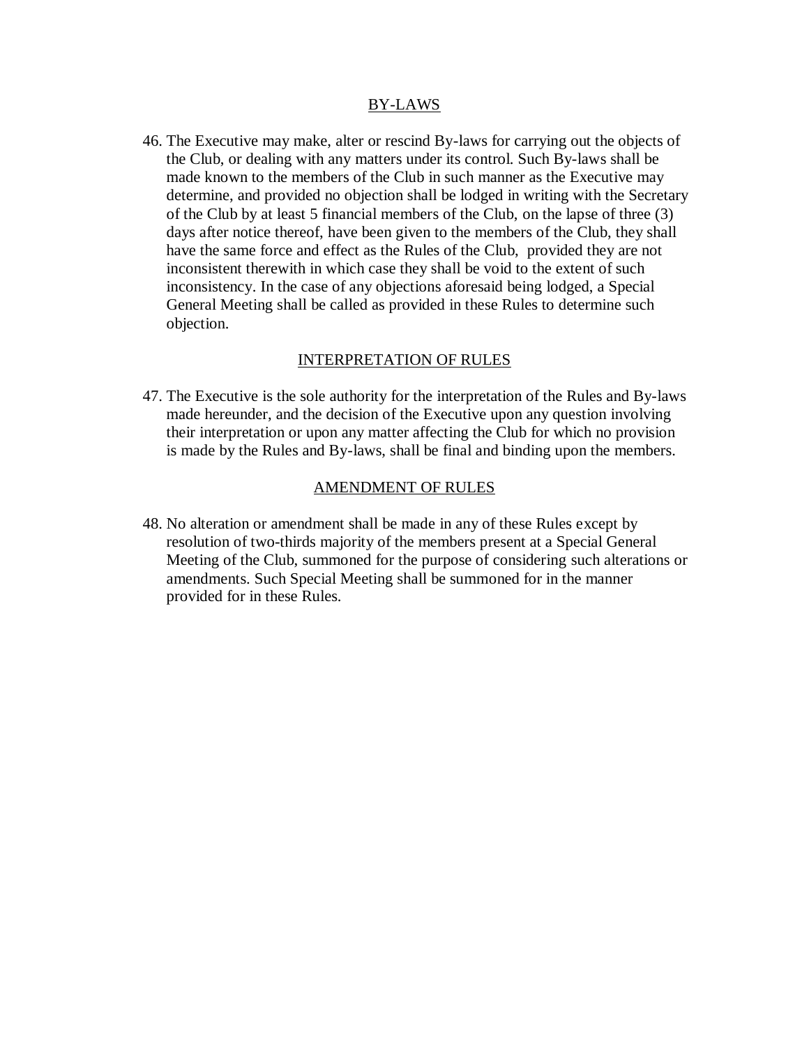## BY-LAWS

46. The Executive may make, alter or rescind By-laws for carrying out the objects of the Club, or dealing with any matters under its control. Such By-laws shall be made known to the members of the Club in such manner as the Executive may determine, and provided no objection shall be lodged in writing with the Secretary of the Club by at least 5 financial members of the Club, on the lapse of three (3) days after notice thereof, have been given to the members of the Club, they shall have the same force and effect as the Rules of the Club, provided they are not inconsistent therewith in which case they shall be void to the extent of such inconsistency. In the case of any objections aforesaid being lodged, a Special General Meeting shall be called as provided in these Rules to determine such objection.

## INTERPRETATION OF RULES

47. The Executive is the sole authority for the interpretation of the Rules and By-laws made hereunder, and the decision of the Executive upon any question involving their interpretation or upon any matter affecting the Club for which no provision is made by the Rules and By-laws, shall be final and binding upon the members.

## AMENDMENT OF RULES

48. No alteration or amendment shall be made in any of these Rules except by resolution of two-thirds majority of the members present at a Special General Meeting of the Club, summoned for the purpose of considering such alterations or amendments. Such Special Meeting shall be summoned for in the manner provided for in these Rules.